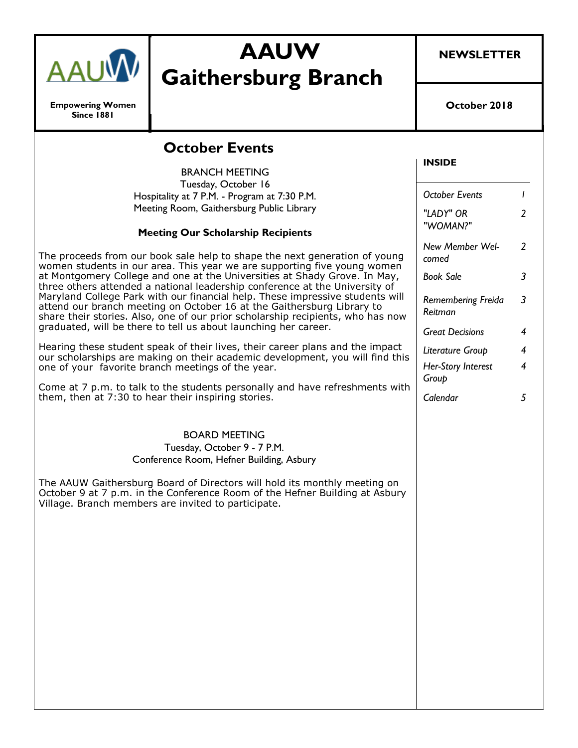# AAUW Gaithersburg Branch

**Empowering Women Since 1881**

**NEWSLETTER**

**October 2018**

## October Events

BRANCH MEETING
Tuesday, October 16
Hospitality at 7 P.M. - Program at 7:30 P.M.
Meeting Room, Gaithersburg Public Library

**Meeting Our Scholarship Recipients**

The proceeds from our book sale help to shape the next generation of young women students in our area. This year we are supporting five young women at Montgomery College and one at the Universities at Shady Grove. In May, three others attended a national leadership conference at the University of Maryland College Park with our financial help. These impressive students will attend our branch meeting on October 16 at the Gaithersburg Library to share their stories. Also, one of our prior scholarship recipients, who has now graduated, will be there to tell us about launching her career.

Hearing these student speak of their lives, their career plans and the impact our scholarships are making on their academic development, you will find this one of your favorite branch meetings of the year.

Come at 7 p.m. to talk to the students personally and have refreshments with them, then at 7:30 to hear their inspiring stories.

BOARD MEETING
Tuesday, October 9 - 7 P.M.
Conference Room, Hefner Building, Asbury

The AAUW Gaithersburg Board of Directors will hold its monthly meeting on October 9 at 7 p.m. in the Conference Room of the Hefner Building at Asbury Village. Branch members are invited to participate.

**INSIDE**

| | |
|---|---|
| *October Events* | *1* |
| *"LADY" OR "WOMAN?"* | *2* |
| *New Member Welcomed* | *2* |
| *Book Sale* | *3* |
| *Remembering Freida Reitman* | *3* |
| *Great Decisions* | *4* |
| *Literature Group* | *4* |
| *Her-Story Interest Group* | *4* |
| *Calendar* | *5* |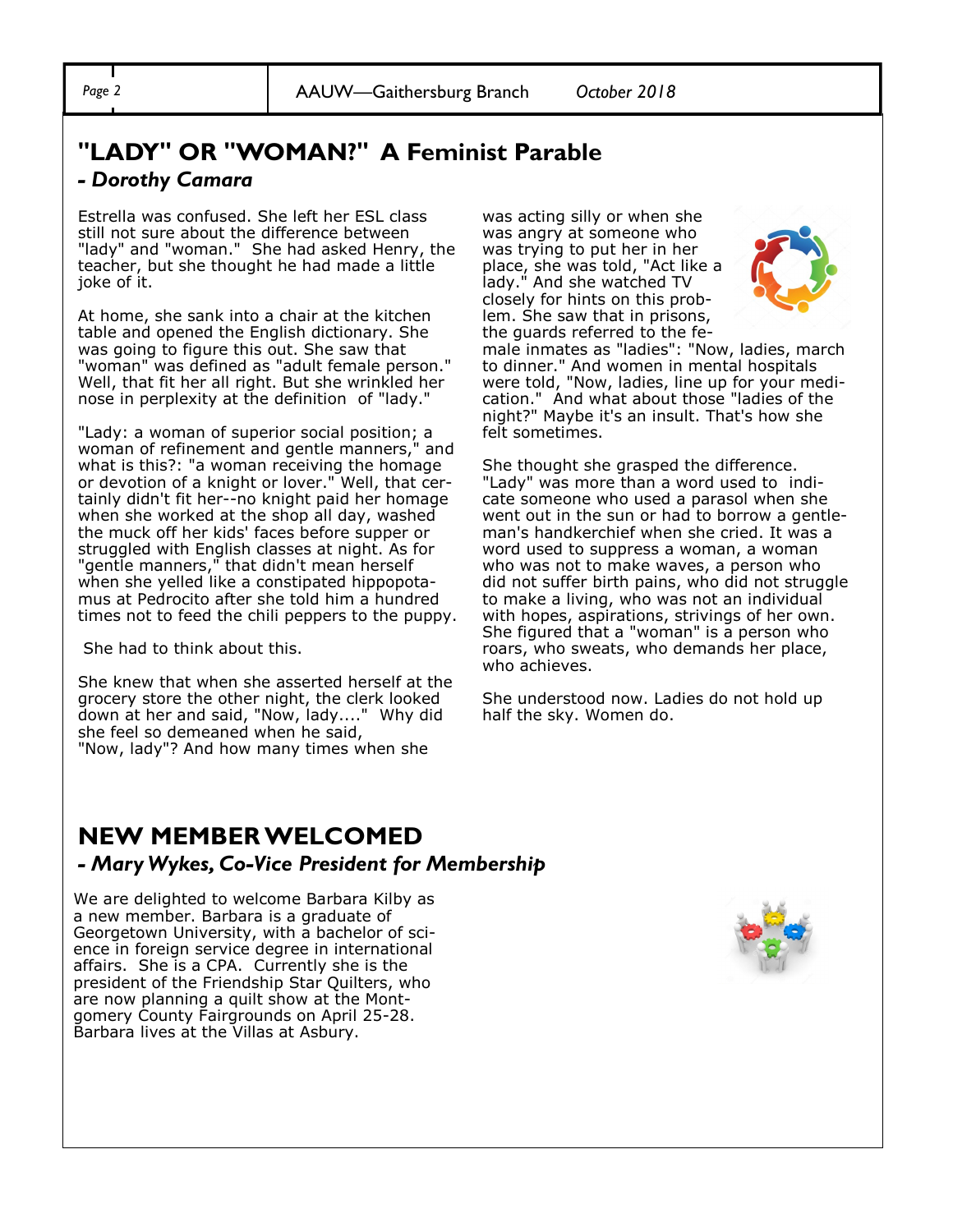## "LADY" OR "WOMAN?" A Feminist Parable

### *- Dorothy Camara*

Estrella was confused. She left her ESL class still not sure about the difference between "lady" and "woman." She had asked Henry, the teacher, but she thought he had made a little joke of it.

At home, she sank into a chair at the kitchen table and opened the English dictionary. She was going to figure this out. She saw that "woman" was defined as "adult female person." Well, that fit her all right. But she wrinkled her nose in perplexity at the definition of "lady."

"Lady: a woman of superior social position; a woman of refinement and gentle manners," and what is this?: "a woman receiving the homage or devotion of a knight or lover." Well, that certainly didn't fit her--no knight paid her homage when she worked at the shop all day, washed the muck off her kids' faces before supper or struggled with English classes at night. As for "gentle manners," that didn't mean herself when she yelled like a constipated hippopotamus at Pedrocito after she told him a hundred times not to feed the chili peppers to the puppy.

She had to think about this.

She knew that when she asserted herself at the grocery store the other night, the clerk looked down at her and said, "Now, lady...." Why did she feel so demeaned when he said, "Now, lady"? And how many times when she was acting silly or when she was angry at someone who was trying to put her in her place, she was told, "Act like a lady." And she watched TV closely for hints on this problem. She saw that in prisons, the guards referred to the female inmates as "ladies": "Now, ladies, march to dinner." And women in mental hospitals were told, "Now, ladies, line up for your medication." And what about those "ladies of the night?" Maybe it's an insult. That's how she felt sometimes.

She thought she grasped the difference. "Lady" was more than a word used to indicate someone who used a parasol when she went out in the sun or had to borrow a gentleman's handkerchief when she cried. It was a word used to suppress a woman, a woman who was not to make waves, a person who did not suffer birth pains, who did not struggle to make a living, who was not an individual with hopes, aspirations, strivings of her own. She figured that a "woman" is a person who roars, who sweats, who demands her place, who achieves.

She understood now. Ladies do not hold up half the sky. Women do.

## NEW MEMBER WELCOMED

### *- Mary Wykes, Co-Vice President for Membership*

We are delighted to welcome Barbara Kilby as a new member. Barbara is a graduate of Georgetown University, with a bachelor of science in foreign service degree in international affairs. She is a CPA. Currently she is the president of the Friendship Star Quilters, who are now planning a quilt show at the Montgomery County Fairgrounds on April 25-28. Barbara lives at the Villas at Asbury.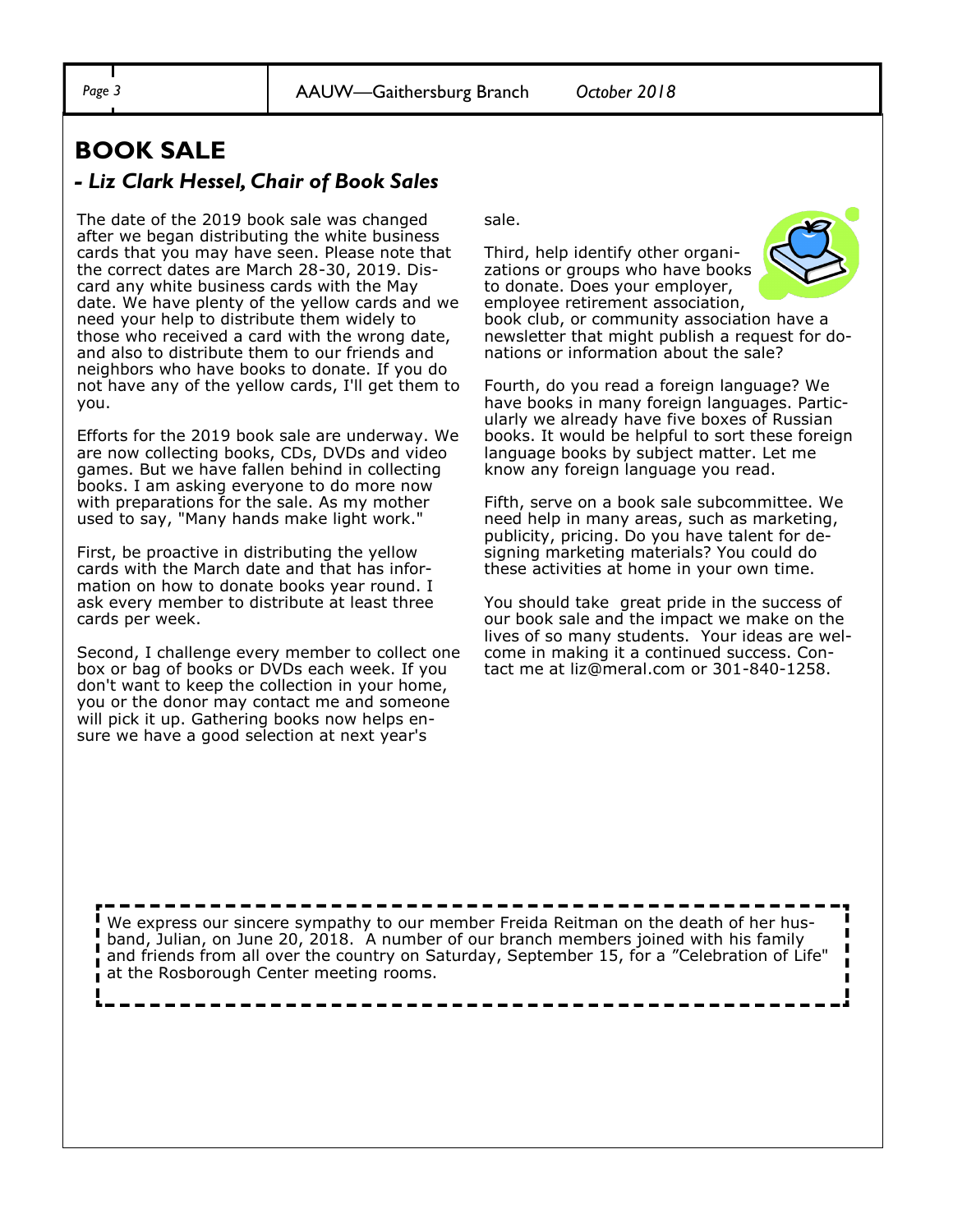## BOOK SALE

### *- Liz Clark Hessel, Chair of Book Sales*

The date of the 2019 book sale was changed after we began distributing the white business cards that you may have seen. Please note that the correct dates are March 28-30, 2019. Discard any white business cards with the May date. We have plenty of the yellow cards and we need your help to distribute them widely to those who received a card with the wrong date, and also to distribute them to our friends and neighbors who have books to donate. If you do not have any of the yellow cards, I'll get them to you.

Efforts for the 2019 book sale are underway. We are now collecting books, CDs, DVDs and video games. But we have fallen behind in collecting books. I am asking everyone to do more now with preparations for the sale. As my mother used to say, "Many hands make light work."

First, be proactive in distributing the yellow cards with the March date and that has information on how to donate books year round. I ask every member to distribute at least three cards per week.

Second, I challenge every member to collect one box or bag of books or DVDs each week. If you don't want to keep the collection in your home, you or the donor may contact me and someone will pick it up. Gathering books now helps ensure we have a good selection at next year's sale.

Third, help identify other organizations or groups who have books to donate. Does your employer, employee retirement association, book club, or community association have a newsletter that might publish a request for donations or information about the sale?

Fourth, do you read a foreign language? We have books in many foreign languages. Particularly we already have five boxes of Russian books. It would be helpful to sort these foreign language books by subject matter. Let me know any foreign language you read.

Fifth, serve on a book sale subcommittee. We need help in many areas, such as marketing, publicity, pricing. Do you have talent for designing marketing materials? You could do these activities at home in your own time.

You should take great pride in the success of our book sale and the impact we make on the lives of so many students. Your ideas are welcome in making it a continued success. Contact me at liz@meral.com or 301-840-1258.

---

We express our sincere sympathy to our member Freida Reitman on the death of her husband, Julian, on June 20, 2018. A number of our branch members joined with his family and friends from all over the country on Saturday, September 15, for a "Celebration of Life" at the Rosborough Center meeting rooms.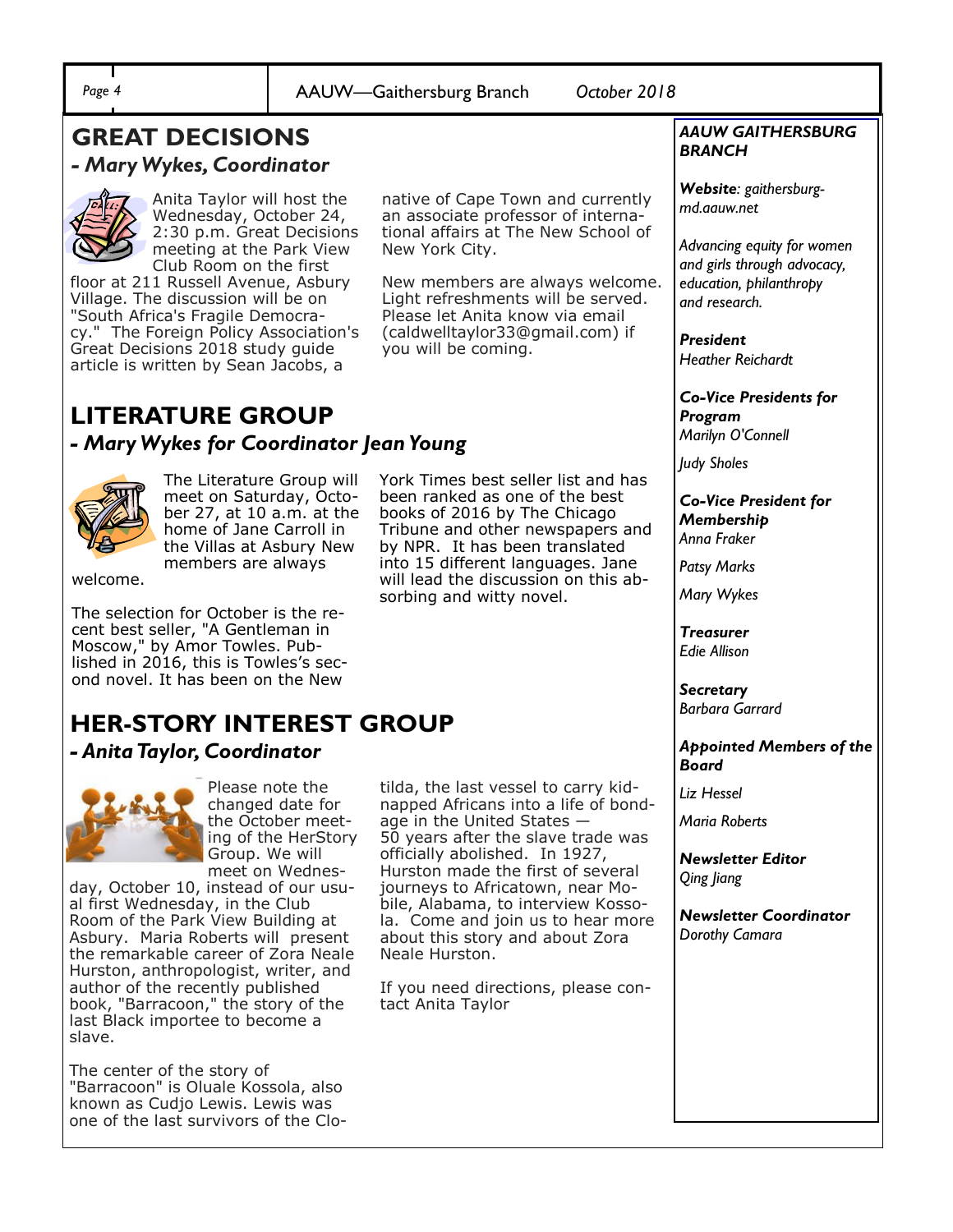## GREAT DECISIONS

### *- Mary Wykes, Coordinator*

Anita Taylor will host the Wednesday, October 24, 2:30 p.m. Great Decisions meeting at the Park View Club Room on the first floor at 211 Russell Avenue, Asbury Village. The discussion will be on "South Africa's Fragile Democracy." The Foreign Policy Association's Great Decisions 2018 study guide article is written by Sean Jacobs, a native of Cape Town and currently an associate professor of international affairs at The New School of New York City.

New members are always welcome. Light refreshments will be served. Please let Anita know via email (caldwelltaylor33@gmail.com) if you will be coming.

## LITERATURE GROUP

### *- Mary Wykes for Coordinator Jean Young*

The Literature Group will meet on Saturday, October 27, at 10 a.m. at the home of Jane Carroll in the Villas at Asbury New members are always welcome.

The selection for October is the recent best seller, "A Gentleman in Moscow," by Amor Towles. Published in 2016, this is Towles's second novel. It has been on the New York Times best seller list and has been ranked as one of the best books of 2016 by The Chicago Tribune and other newspapers and by NPR. It has been translated into 15 different languages. Jane will lead the discussion on this absorbing and witty novel.

## HER-STORY INTEREST GROUP

### *- Anita Taylor, Coordinator*

Please note the changed date for the October meeting of the HerStory Group. We will meet on Wednesday, October 10, instead of our usual first Wednesday, in the Club Room of the Park View Building at Asbury. Maria Roberts will present the remarkable career of Zora Neale Hurston, anthropologist, writer, and author of the recently published book, "Barracoon," the story of the last Black importee to become a slave.

The center of the story of "Barracoon" is Oluale Kossola, also known as Cudjo Lewis. Lewis was one of the last survivors of the Clotilda, the last vessel to carry kidnapped Africans into a life of bondage in the United States — 50 years after the slave trade was officially abolished. In 1927, Hurston made the first of several journeys to Africatown, near Mobile, Alabama, to interview Kossola. Come and join us to hear more about this story and about Zora Neale Hurston.

If you need directions, please contact Anita Taylor

---

***AAUW GAITHERSBURG BRANCH***

***Website****: gaithersburg-md.aauw.net*

*Advancing equity for women and girls through advocacy, education, philanthropy and research.*

***President***
*Heather Reichardt*

***Co-Vice Presidents for Program***
*Marilyn O'Connell*

*Judy Sholes*

***Co-Vice President for Membership***
*Anna Fraker*

*Patsy Marks*

*Mary Wykes*

***Treasurer***
*Edie Allison*

***Secretary***
*Barbara Garrard*

***Appointed Members of the Board***

*Liz Hessel*

*Maria Roberts*

***Newsletter Editor***
*Qing Jiang*

***Newsletter Coordinator***
*Dorothy Camara*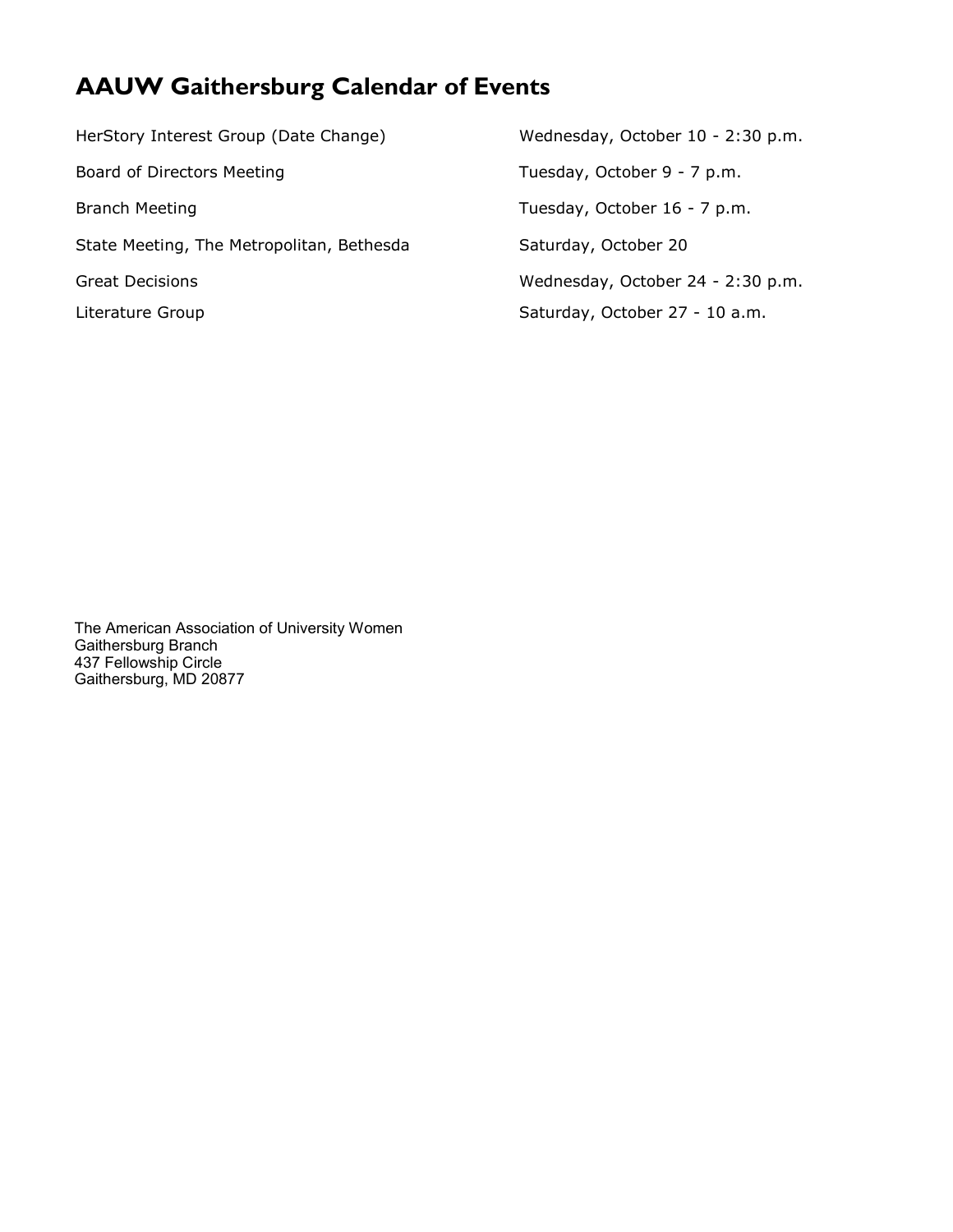## AAUW Gaithersburg Calendar of Events

| | |
|---|---|
| HerStory Interest Group (Date Change) | Wednesday, October 10 - 2:30 p.m. |
| Board of Directors Meeting | Tuesday, October 9 - 7 p.m. |
| Branch Meeting | Tuesday, October 16 - 7 p.m. |
| State Meeting, The Metropolitan, Bethesda | Saturday, October 20 |
| Great Decisions | Wednesday, October 24 - 2:30 p.m. |
| Literature Group | Saturday, October 27 - 10 a.m. |

The American Association of University Women
Gaithersburg Branch
437 Fellowship Circle
Gaithersburg, MD 20877